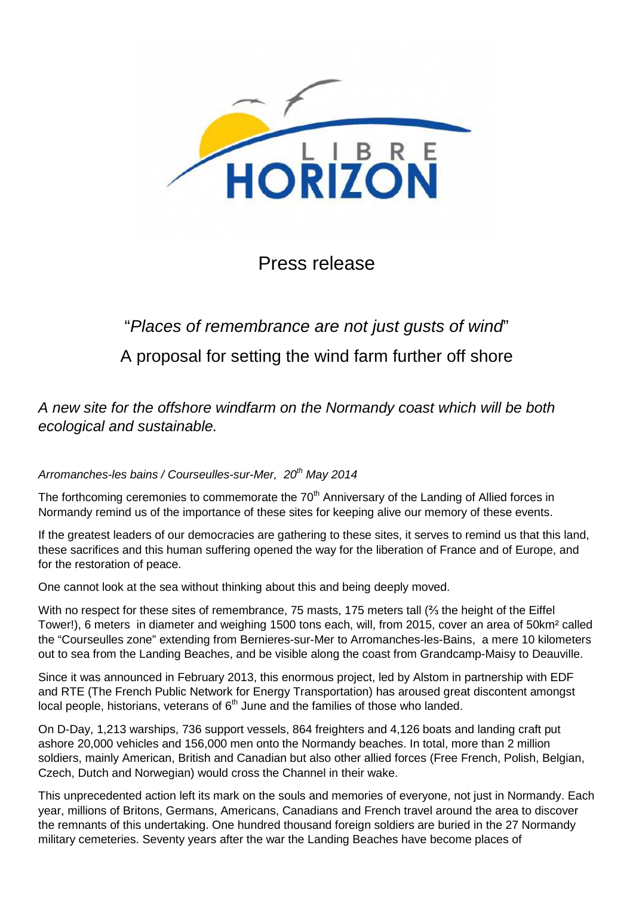LIBRE HORIZON

# Press release

## "*Places of remembrance are not just gusts of wind*"

## A proposal for setting the wind farm further off shore

*A new site for the offshore windfarm on the Normandy coast which will be both ecological and sustainable.*

*Arromanches-les bains / Courseulles-sur-Mer, 20th May 2014*

The forthcoming ceremonies to commemorate the 70th Anniversary of the Landing of Allied forces in Normandy remind us of the importance of these sites for keeping alive our memory of these events.

If the greatest leaders of our democracies are gathering to these sites, it serves to remind us that this land, these sacrifices and this human suffering opened the way for the liberation of France and of Europe, and for the restoration of peace.

One cannot look at the sea without thinking about this and being deeply moved.

With no respect for these sites of remembrance, 75 masts, 175 meters tall (⅔ the height of the Eiffel Tower!), 6 meters in diameter and weighing 1500 tons each, will, from 2015, cover an area of 50km² called the "Courseulles zone" extending from Bernieres-sur-Mer to Arromanches-les-Bains, a mere 10 kilometers out to sea from the Landing Beaches, and be visible along the coast from Grandcamp-Maisy to Deauville.

Since it was announced in February 2013, this enormous project, led by Alstom in partnership with EDF and RTE (The French Public Network for Energy Transportation) has aroused great discontent amongst local people, historians, veterans of 6th June and the families of those who landed.

On D-Day, 1,213 warships, 736 support vessels, 864 freighters and 4,126 boats and landing craft put ashore 20,000 vehicles and 156,000 men onto the Normandy beaches. In total, more than 2 million soldiers, mainly American, British and Canadian but also other allied forces (Free French, Polish, Belgian, Czech, Dutch and Norwegian) would cross the Channel in their wake.

This unprecedented action left its mark on the souls and memories of everyone, not just in Normandy. Each year, millions of Britons, Germans, Americans, Canadians and French travel around the area to discover the remnants of this undertaking. One hundred thousand foreign soldiers are buried in the 27 Normandy military cemeteries. Seventy years after the war the Landing Beaches have become places of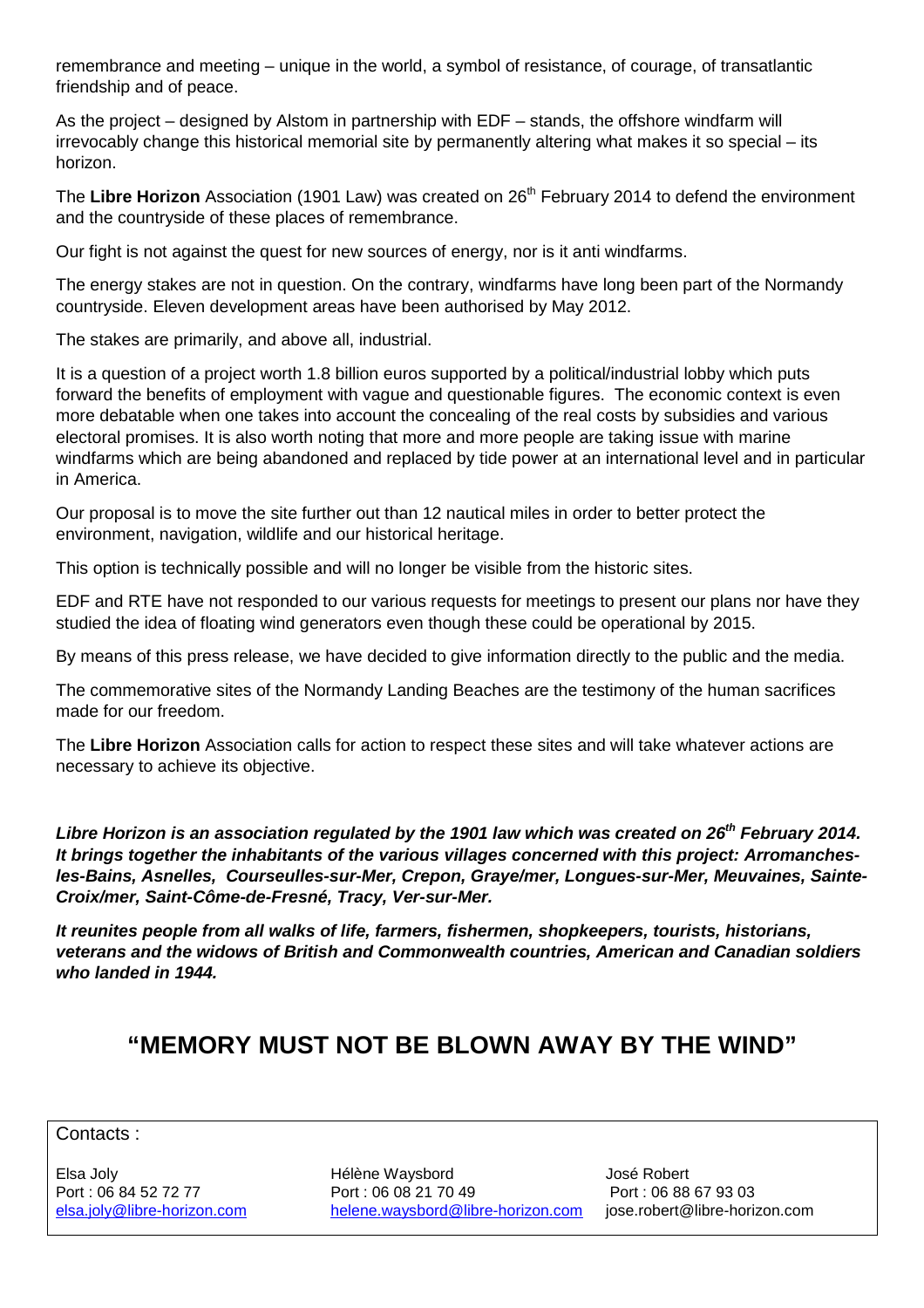remembrance and meeting – unique in the world, a symbol of resistance, of courage, of transatlantic friendship and of peace.

As the project – designed by Alstom in partnership with EDF – stands, the offshore windfarm will irrevocably change this historical memorial site by permanently altering what makes it so special – its horizon.

The **Libre Horizon** Association (1901 Law) was created on 26th February 2014 to defend the environment and the countryside of these places of remembrance.

Our fight is not against the quest for new sources of energy, nor is it anti windfarms.

The energy stakes are not in question. On the contrary, windfarms have long been part of the Normandy countryside. Eleven development areas have been authorised by May 2012.

The stakes are primarily, and above all, industrial.

It is a question of a project worth 1.8 billion euros supported by a political/industrial lobby which puts forward the benefits of employment with vague and questionable figures. The economic context is even more debatable when one takes into account the concealing of the real costs by subsidies and various electoral promises. It is also worth noting that more and more people are taking issue with marine windfarms which are being abandoned and replaced by tide power at an international level and in particular in America.

Our proposal is to move the site further out than 12 nautical miles in order to better protect the environment, navigation, wildlife and our historical heritage.

This option is technically possible and will no longer be visible from the historic sites.

EDF and RTE have not responded to our various requests for meetings to present our plans nor have they studied the idea of floating wind generators even though these could be operational by 2015.

By means of this press release, we have decided to give information directly to the public and the media.

The commemorative sites of the Normandy Landing Beaches are the testimony of the human sacrifices made for our freedom.

The **Libre Horizon** Association calls for action to respect these sites and will take whatever actions are necessary to achieve its objective.

***Libre Horizon is an association regulated by the 1901 law which was created on 26th February 2014. It brings together the inhabitants of the various villages concerned with this project: Arromanches-les-Bains, Asnelles, Courseulles-sur-Mer, Crepon, Graye/mer, Longues-sur-Mer, Meuvaines, Sainte-Croix/mer, Saint-Côme-de-Fresné, Tracy, Ver-sur-Mer.***

***It reunites people from all walks of life, farmers, fishermen, shopkeepers, tourists, historians, veterans and the widows of British and Commonwealth countries, American and Canadian soldiers who landed in 1944.***

## "MEMORY MUST NOT BE BLOWN AWAY BY THE WIND"

Contacts :

| | | |
|---|---|---|
| Elsa Joly | Hélène Waysbord | José Robert |
| Port : 06 84 52 72 77 | Port : 06 08 21 70 49 | Port : 06 88 67 93 03 |
| elsa.joly@libre-horizon.com | helene.waysbord@libre-horizon.com | jose.robert@libre-horizon.com |